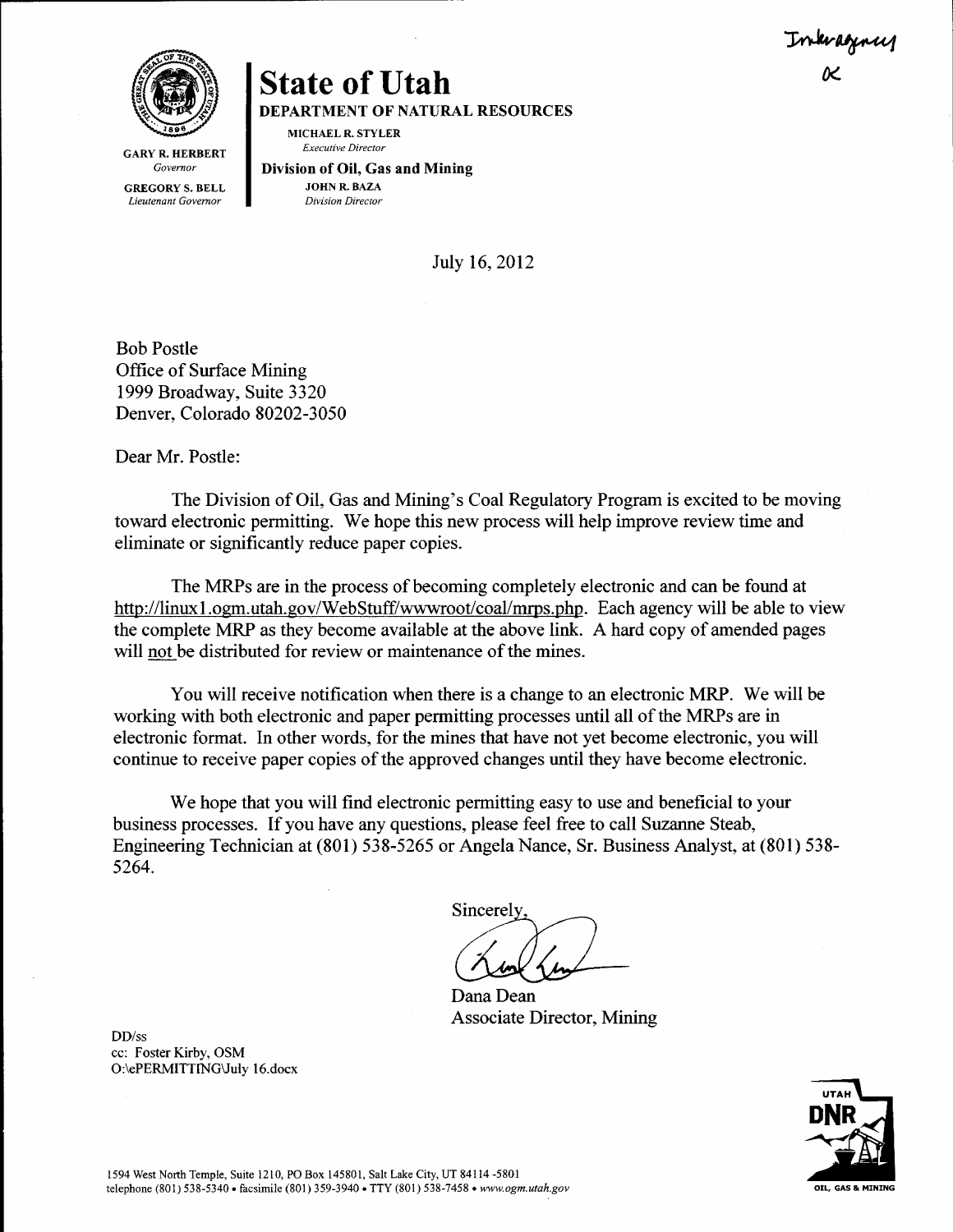Interagency

OK

GARY R. HERBERT
*Governor*

GREGORY S. BELL
*Lieutenant Governor*

# State of Utah

**DEPARTMENT OF NATURAL RESOURCES**

MICHAEL R. STYLER
*Executive Director*

**Division of Oil, Gas and Mining**

JOHN R. BAZA
*Division Director*

July 16, 2012

Bob Postle
Office of Surface Mining
1999 Broadway, Suite 3320
Denver, Colorado 80202-3050

Dear Mr. Postle:

The Division of Oil, Gas and Mining's Coal Regulatory Program is excited to be moving toward electronic permitting. We hope this new process will help improve review time and eliminate or significantly reduce paper copies.

The MRPs are in the process of becoming completely electronic and can be found at http://linux1.ogm.utah.gov/WebStuff/wwwroot/coal/mrps.php. Each agency will be able to view the complete MRP as they become available at the above link. A hard copy of amended pages will not be distributed for review or maintenance of the mines.

You will receive notification when there is a change to an electronic MRP. We will be working with both electronic and paper permitting processes until all of the MRPs are in electronic format. In other words, for the mines that have not yet become electronic, you will continue to receive paper copies of the approved changes until they have become electronic.

We hope that you will find electronic permitting easy to use and beneficial to your business processes. If you have any questions, please feel free to call Suzanne Steab, Engineering Technician at (801) 538-5265 or Angela Nance, Sr. Business Analyst, at (801) 538-5264.

Sincerely,

Dana Dean
Associate Director, Mining

DD/ss
cc: Foster Kirby, OSM
O:\ePERMITTING\July 16.docx

1594 West North Temple, Suite 1210, PO Box 145801, Salt Lake City, UT 84114-5801
telephone (801) 538-5340 • facsimile (801) 359-3940 • TTY (801) 538-7458 • *www.ogm.utah.gov*

UTAH DNR OIL, GAS & MINING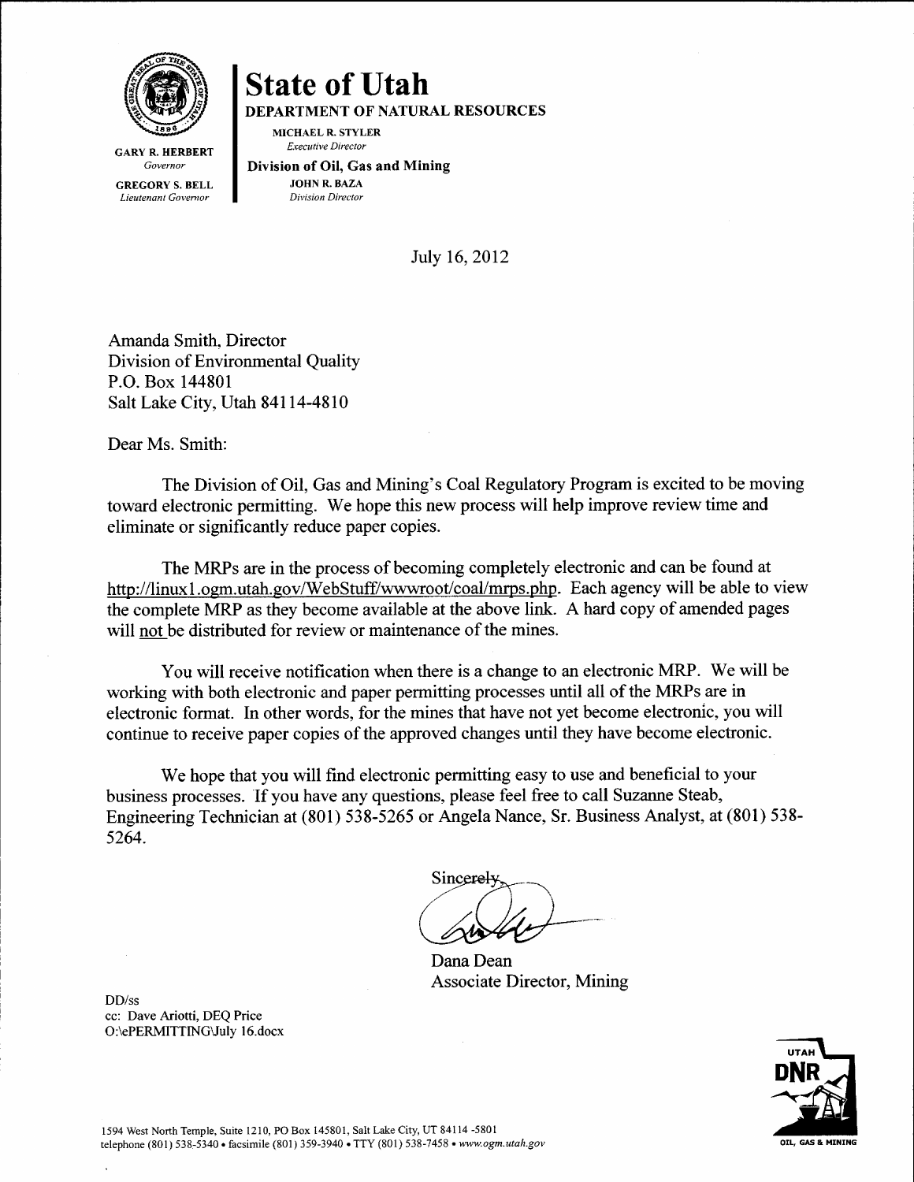GARY R. HERBERT
*Governor*

GREGORY S. BELL
*Lieutenant Governor*

# State of Utah

**DEPARTMENT OF NATURAL RESOURCES**

MICHAEL R. STYLER
*Executive Director*

**Division of Oil, Gas and Mining**

JOHN R. BAZA
*Division Director*

July 16, 2012

Amanda Smith, Director
Division of Environmental Quality
P.O. Box 144801
Salt Lake City, Utah 84114-4810

Dear Ms. Smith:

The Division of Oil, Gas and Mining's Coal Regulatory Program is excited to be moving toward electronic permitting. We hope this new process will help improve review time and eliminate or significantly reduce paper copies.

The MRPs are in the process of becoming completely electronic and can be found at http://linux1.ogm.utah.gov/WebStuff/wwwroot/coal/mrps.php. Each agency will be able to view the complete MRP as they become available at the above link. A hard copy of amended pages will not be distributed for review or maintenance of the mines.

You will receive notification when there is a change to an electronic MRP. We will be working with both electronic and paper permitting processes until all of the MRPs are in electronic format. In other words, for the mines that have not yet become electronic, you will continue to receive paper copies of the approved changes until they have become electronic.

We hope that you will find electronic permitting easy to use and beneficial to your business processes. If you have any questions, please feel free to call Suzanne Steab, Engineering Technician at (801) 538-5265 or Angela Nance, Sr. Business Analyst, at (801) 538-5264.

Sincerely,

Dana Dean
Associate Director, Mining

DD/ss
cc: Dave Ariotti, DEQ Price
O:\ePERMITTING\July 16.docx

1594 West North Temple, Suite 1210, PO Box 145801, Salt Lake City, UT 84114-5801
telephone (801) 538-5340 • facsimile (801) 359-3940 • TTY (801) 538-7458 • *www.ogm.utah.gov*

UTAH DNR OIL, GAS & MINING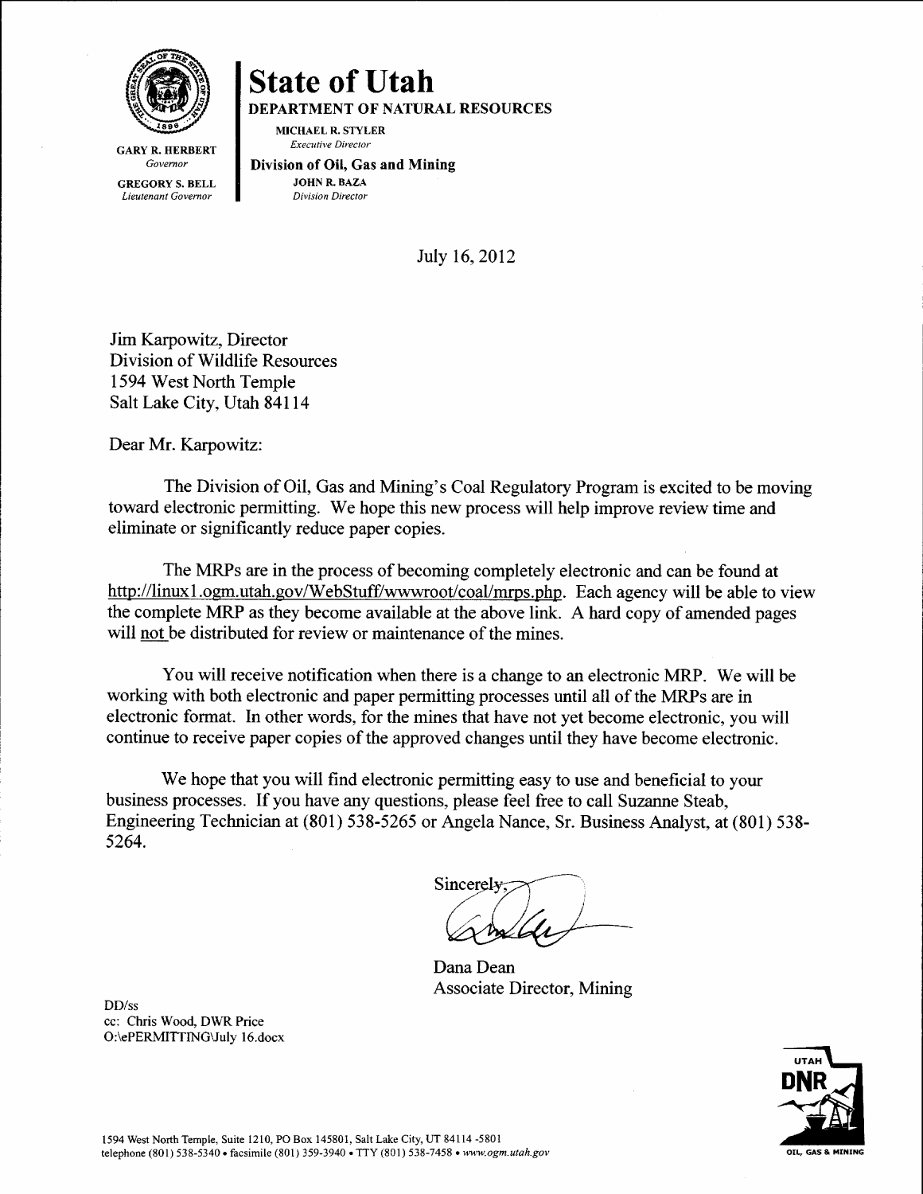GARY R. HERBERT
*Governor*

GREGORY S. BELL
*Lieutenant Governor*

# State of Utah

**DEPARTMENT OF NATURAL RESOURCES**

MICHAEL R. STYLER
*Executive Director*

**Division of Oil, Gas and Mining**

JOHN R. BAZA
*Division Director*

July 16, 2012

Jim Karpowitz, Director
Division of Wildlife Resources
1594 West North Temple
Salt Lake City, Utah 84114

Dear Mr. Karpowitz:

The Division of Oil, Gas and Mining's Coal Regulatory Program is excited to be moving toward electronic permitting. We hope this new process will help improve review time and eliminate or significantly reduce paper copies.

The MRPs are in the process of becoming completely electronic and can be found at http://linux1.ogm.utah.gov/WebStuff/wwwroot/coal/mrps.php. Each agency will be able to view the complete MRP as they become available at the above link. A hard copy of amended pages will <u>not</u> be distributed for review or maintenance of the mines.

You will receive notification when there is a change to an electronic MRP. We will be working with both electronic and paper permitting processes until all of the MRPs are in electronic format. In other words, for the mines that have not yet become electronic, you will continue to receive paper copies of the approved changes until they have become electronic.

We hope that you will find electronic permitting easy to use and beneficial to your business processes. If you have any questions, please feel free to call Suzanne Steab, Engineering Technician at (801) 538-5265 or Angela Nance, Sr. Business Analyst, at (801) 538-5264.

Sincerely,

Dana Dean
Associate Director, Mining

DD/ss
cc: Chris Wood, DWR Price
O:\ePERMITTING\July 16.docx

1594 West North Temple, Suite 1210, PO Box 145801, Salt Lake City, UT 84114-5801
telephone (801) 538-5340 • facsimile (801) 359-3940 • TTY (801) 538-7458 • *www.ogm.utah.gov*

UTAH DNR OIL, GAS & MINING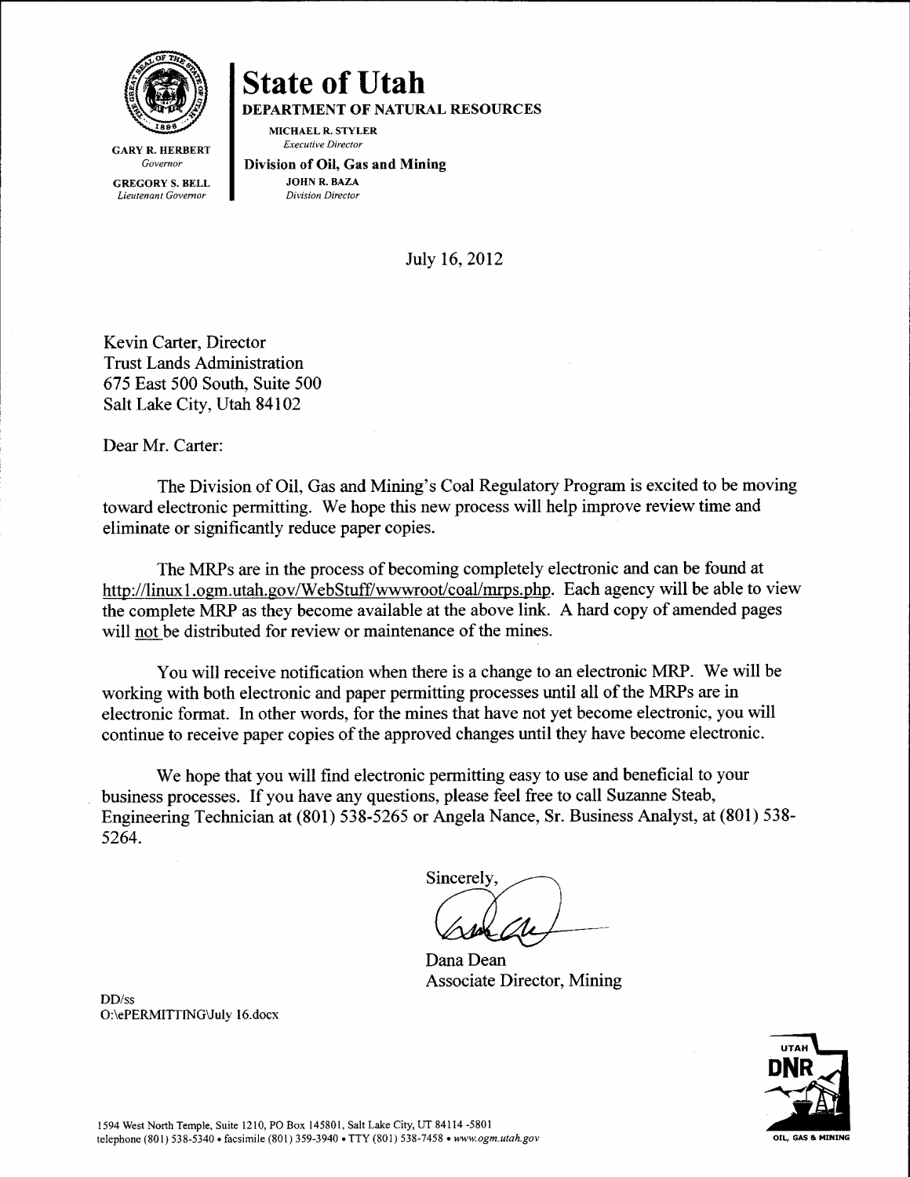GARY R. HERBERT
*Governor*

GREGORY S. BELL
*Lieutenant Governor*

# State of Utah

**DEPARTMENT OF NATURAL RESOURCES**

MICHAEL R. STYLER
*Executive Director*

**Division of Oil, Gas and Mining**

JOHN R. BAZA
*Division Director*

July 16, 2012

Kevin Carter, Director
Trust Lands Administration
675 East 500 South, Suite 500
Salt Lake City, Utah 84102

Dear Mr. Carter:

The Division of Oil, Gas and Mining's Coal Regulatory Program is excited to be moving toward electronic permitting. We hope this new process will help improve review time and eliminate or significantly reduce paper copies.

The MRPs are in the process of becoming completely electronic and can be found at http://linux1.ogm.utah.gov/WebStuff/wwwroot/coal/mrps.php. Each agency will be able to view the complete MRP as they become available at the above link. A hard copy of amended pages will not be distributed for review or maintenance of the mines.

You will receive notification when there is a change to an electronic MRP. We will be working with both electronic and paper permitting processes until all of the MRPs are in electronic format. In other words, for the mines that have not yet become electronic, you will continue to receive paper copies of the approved changes until they have become electronic.

We hope that you will find electronic permitting easy to use and beneficial to your business processes. If you have any questions, please feel free to call Suzanne Steab, Engineering Technician at (801) 538-5265 or Angela Nance, Sr. Business Analyst, at (801) 538-5264.

Sincerely,

Dana Dean
Associate Director, Mining

DD/ss
O:\ePERMITTING\July 16.docx

1594 West North Temple, Suite 1210, PO Box 145801, Salt Lake City, UT 84114-5801
telephone (801) 538-5340 • facsimile (801) 359-3940 • TTY (801) 538-7458 • *www.ogm.utah.gov*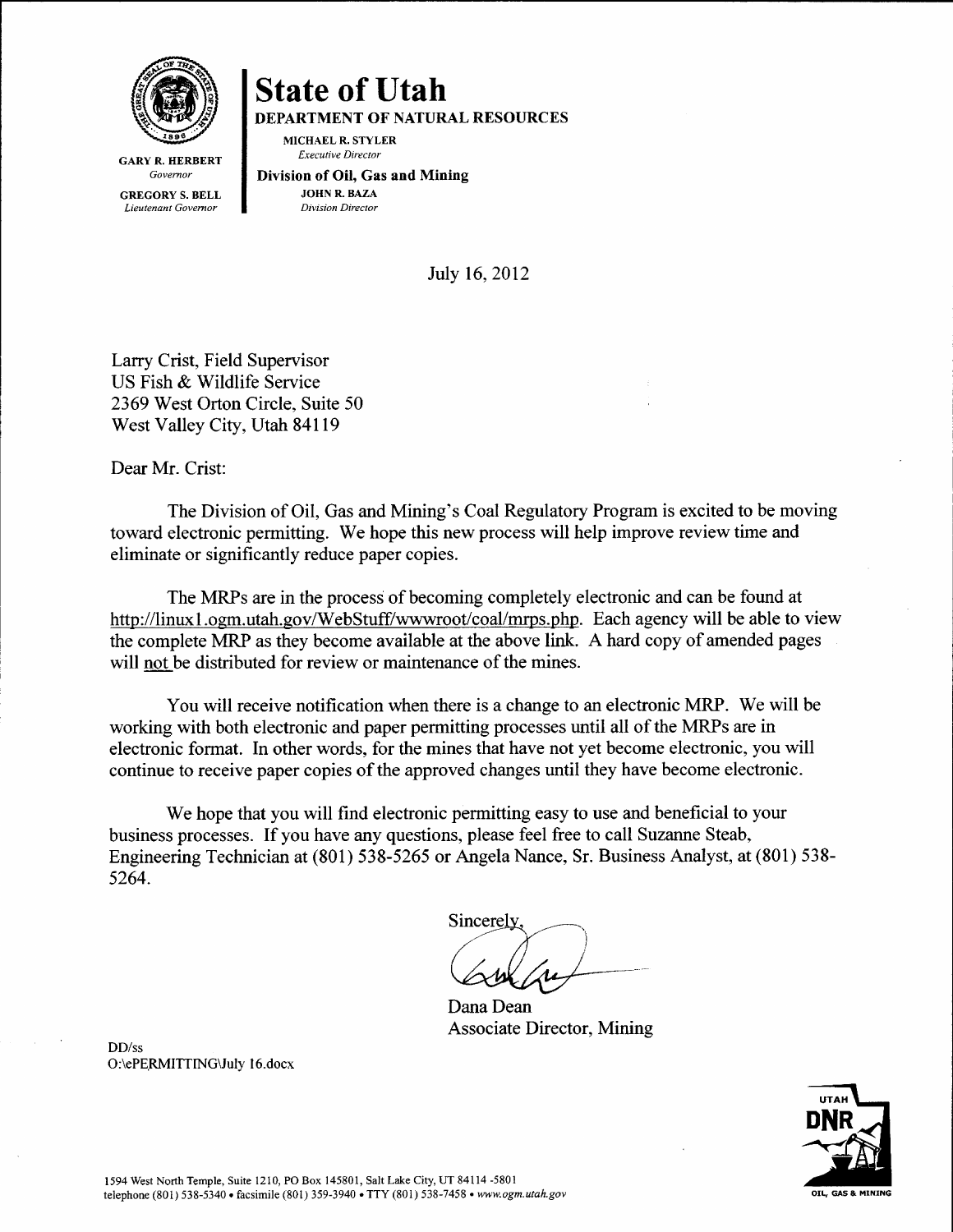# State of Utah

**DEPARTMENT OF NATURAL RESOURCES**

MICHAEL R. STYLER
*Executive Director*

**Division of Oil, Gas and Mining**
JOHN R. BAZA
*Division Director*

GARY R. HERBERT
*Governor*

GREGORY S. BELL
*Lieutenant Governor*

July 16, 2012

Larry Crist, Field Supervisor
US Fish & Wildlife Service
2369 West Orton Circle, Suite 50
West Valley City, Utah 84119

Dear Mr. Crist:

The Division of Oil, Gas and Mining's Coal Regulatory Program is excited to be moving toward electronic permitting. We hope this new process will help improve review time and eliminate or significantly reduce paper copies.

The MRPs are in the process of becoming completely electronic and can be found at http://linux1.ogm.utah.gov/WebStuff/wwwroot/coal/mrps.php. Each agency will be able to view the complete MRP as they become available at the above link. A hard copy of amended pages will not be distributed for review or maintenance of the mines.

You will receive notification when there is a change to an electronic MRP. We will be working with both electronic and paper permitting processes until all of the MRPs are in electronic format. In other words, for the mines that have not yet become electronic, you will continue to receive paper copies of the approved changes until they have become electronic.

We hope that you will find electronic permitting easy to use and beneficial to your business processes. If you have any questions, please feel free to call Suzanne Steab, Engineering Technician at (801) 538-5265 or Angela Nance, Sr. Business Analyst, at (801) 538-5264.

Sincerely,

Dana Dean
Associate Director, Mining

DD/ss
O:\ePERMITTING\July 16.docx

1594 West North Temple, Suite 1210, PO Box 145801, Salt Lake City, UT 84114-5801
telephone (801) 538-5340 • facsimile (801) 359-3940 • TTY (801) 538-7458 • *www.ogm.utah.gov*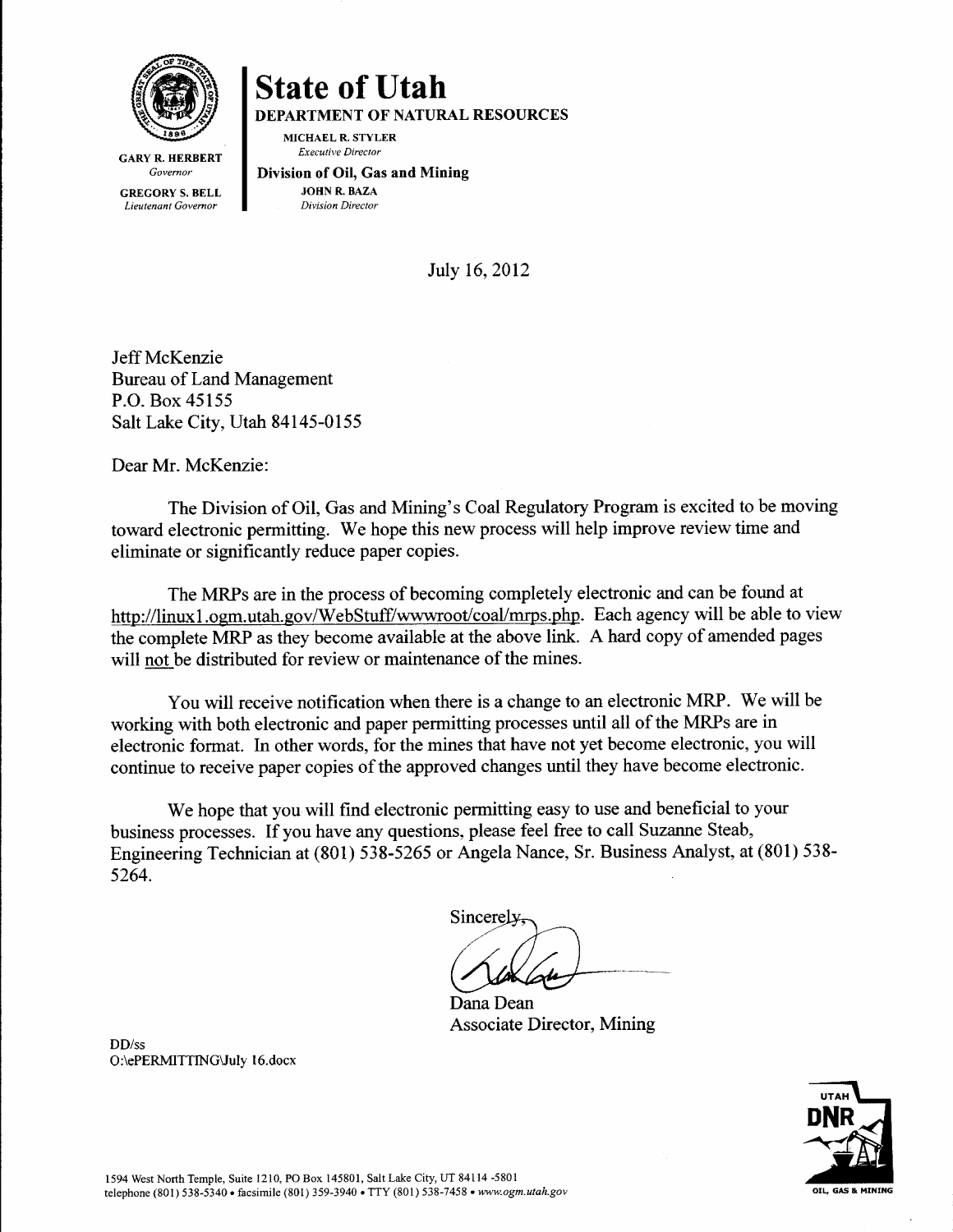# State of Utah

**DEPARTMENT OF NATURAL RESOURCES**

MICHAEL R. STYLER
*Executive Director*

**Division of Oil, Gas and Mining**

JOHN R. BAZA
*Division Director*

GARY R. HERBERT
*Governor*

GREGORY S. BELL
*Lieutenant Governor*

July 16, 2012

Jeff McKenzie
Bureau of Land Management
P.O. Box 45155
Salt Lake City, Utah 84145-0155

Dear Mr. McKenzie:

The Division of Oil, Gas and Mining's Coal Regulatory Program is excited to be moving toward electronic permitting. We hope this new process will help improve review time and eliminate or significantly reduce paper copies.

The MRPs are in the process of becoming completely electronic and can be found at http://linux1.ogm.utah.gov/WebStuff/wwwroot/coal/mrps.php. Each agency will be able to view the complete MRP as they become available at the above link. A hard copy of amended pages will not be distributed for review or maintenance of the mines.

You will receive notification when there is a change to an electronic MRP. We will be working with both electronic and paper permitting processes until all of the MRPs are in electronic format. In other words, for the mines that have not yet become electronic, you will continue to receive paper copies of the approved changes until they have become electronic.

We hope that you will find electronic permitting easy to use and beneficial to your business processes. If you have any questions, please feel free to call Suzanne Steab, Engineering Technician at (801) 538-5265 or Angela Nance, Sr. Business Analyst, at (801) 538-5264.

Sincerely,

Dana Dean
Associate Director, Mining

DD/ss
O:\ePERMITTING\July 16.docx

1594 West North Temple, Suite 1210, PO Box 145801, Salt Lake City, UT 84114-5801
telephone (801) 538-5340 • facsimile (801) 359-3940 • TTY (801) 538-7458 • *www.ogm.utah.gov*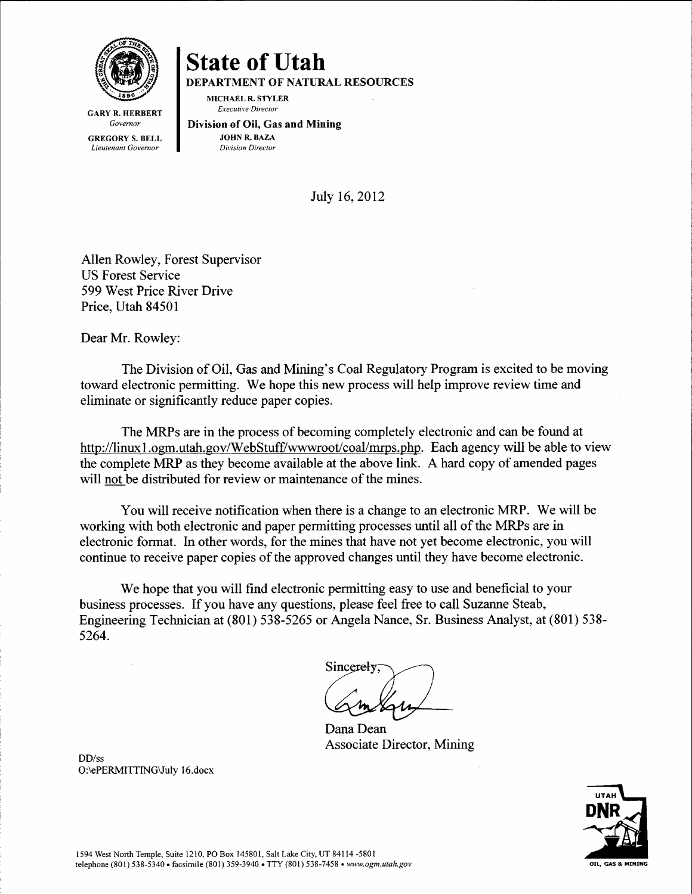GARY R. HERBERT
*Governor*

GREGORY S. BELL
*Lieutenant Governor*

# State of Utah

**DEPARTMENT OF NATURAL RESOURCES**

MICHAEL R. STYLER
*Executive Director*

**Division of Oil, Gas and Mining**

JOHN R. BAZA
*Division Director*

July 16, 2012

Allen Rowley, Forest Supervisor
US Forest Service
599 West Price River Drive
Price, Utah 84501

Dear Mr. Rowley:

The Division of Oil, Gas and Mining's Coal Regulatory Program is excited to be moving toward electronic permitting. We hope this new process will help improve review time and eliminate or significantly reduce paper copies.

The MRPs are in the process of becoming completely electronic and can be found at http://linux1.ogm.utah.gov/WebStuff/wwwroot/coal/mrps.php. Each agency will be able to view the complete MRP as they become available at the above link. A hard copy of amended pages will not be distributed for review or maintenance of the mines.

You will receive notification when there is a change to an electronic MRP. We will be working with both electronic and paper permitting processes until all of the MRPs are in electronic format. In other words, for the mines that have not yet become electronic, you will continue to receive paper copies of the approved changes until they have become electronic.

We hope that you will find electronic permitting easy to use and beneficial to your business processes. If you have any questions, please feel free to call Suzanne Steab, Engineering Technician at (801) 538-5265 or Angela Nance, Sr. Business Analyst, at (801) 538-5264.

Sincerely,

Dana Dean
Associate Director, Mining

DD/ss
O:\ePERMITTING\July 16.docx

1594 West North Temple, Suite 1210, PO Box 145801, Salt Lake City, UT 84114-5801
telephone (801) 538-5340 • facsimile (801) 359-3940 • TTY (801) 538-7458 • *www.ogm.utah.gov*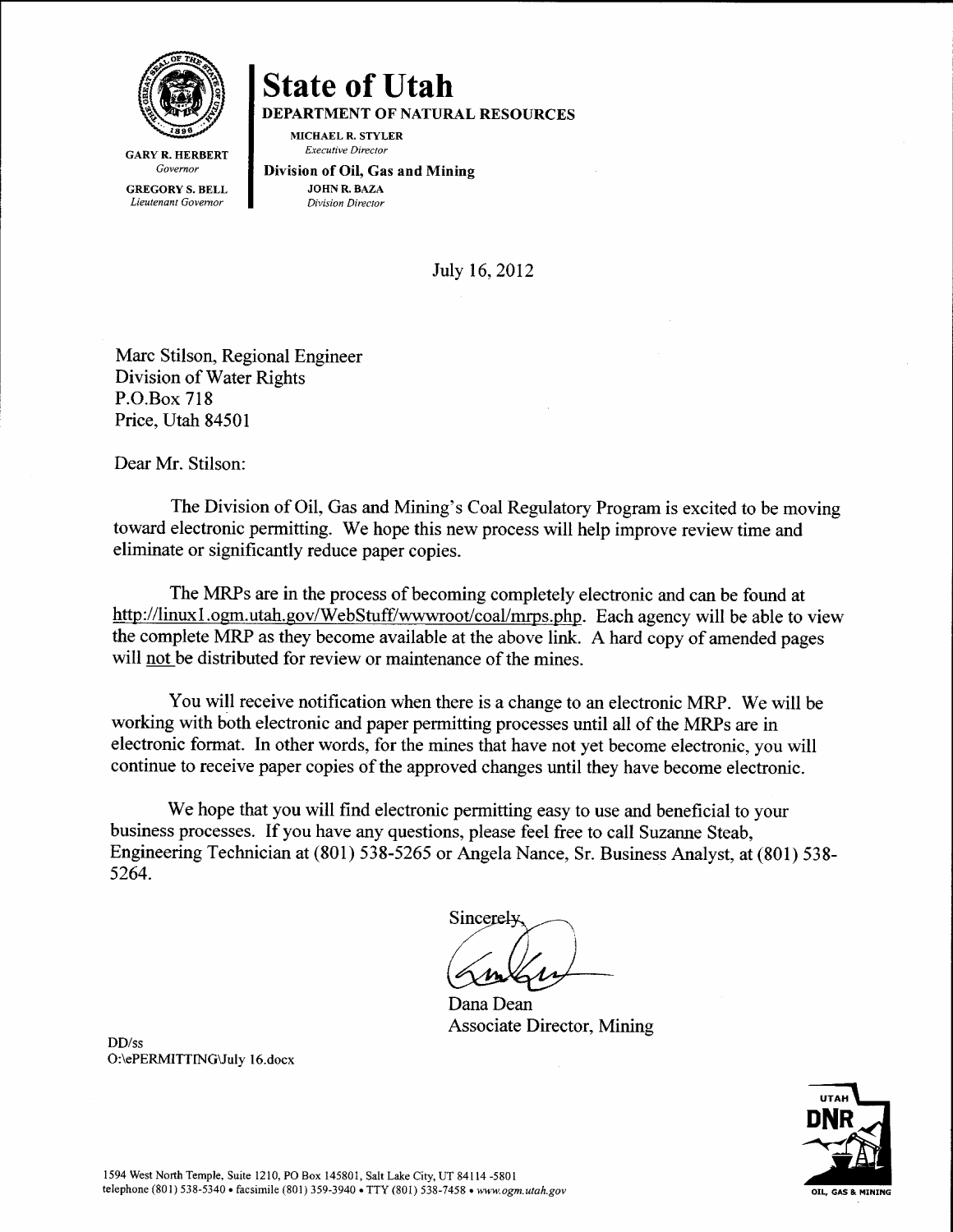GARY R. HERBERT
*Governor*

GREGORY S. BELL
*Lieutenant Governor*

# State of Utah

**DEPARTMENT OF NATURAL RESOURCES**

MICHAEL R. STYLER
*Executive Director*

**Division of Oil, Gas and Mining**

JOHN R. BAZA
*Division Director*

July 16, 2012

Marc Stilson, Regional Engineer
Division of Water Rights
P.O.Box 718
Price, Utah 84501

Dear Mr. Stilson:

The Division of Oil, Gas and Mining's Coal Regulatory Program is excited to be moving toward electronic permitting. We hope this new process will help improve review time and eliminate or significantly reduce paper copies.

The MRPs are in the process of becoming completely electronic and can be found at http://linux1.ogm.utah.gov/WebStuff/wwwroot/coal/mrps.php. Each agency will be able to view the complete MRP as they become available at the above link. A hard copy of amended pages will not be distributed for review or maintenance of the mines.

You will receive notification when there is a change to an electronic MRP. We will be working with both electronic and paper permitting processes until all of the MRPs are in electronic format. In other words, for the mines that have not yet become electronic, you will continue to receive paper copies of the approved changes until they have become electronic.

We hope that you will find electronic permitting easy to use and beneficial to your business processes. If you have any questions, please feel free to call Suzanne Steab, Engineering Technician at (801) 538-5265 or Angela Nance, Sr. Business Analyst, at (801) 538-5264.

Sincerely,

Dana Dean
Associate Director, Mining

DD/ss
O:\ePERMITTING\July 16.docx

1594 West North Temple, Suite 1210, PO Box 145801, Salt Lake City, UT 84114-5801
telephone (801) 538-5340 • facsimile (801) 359-3940 • TTY (801) 538-7458 • *www.ogm.utah.gov*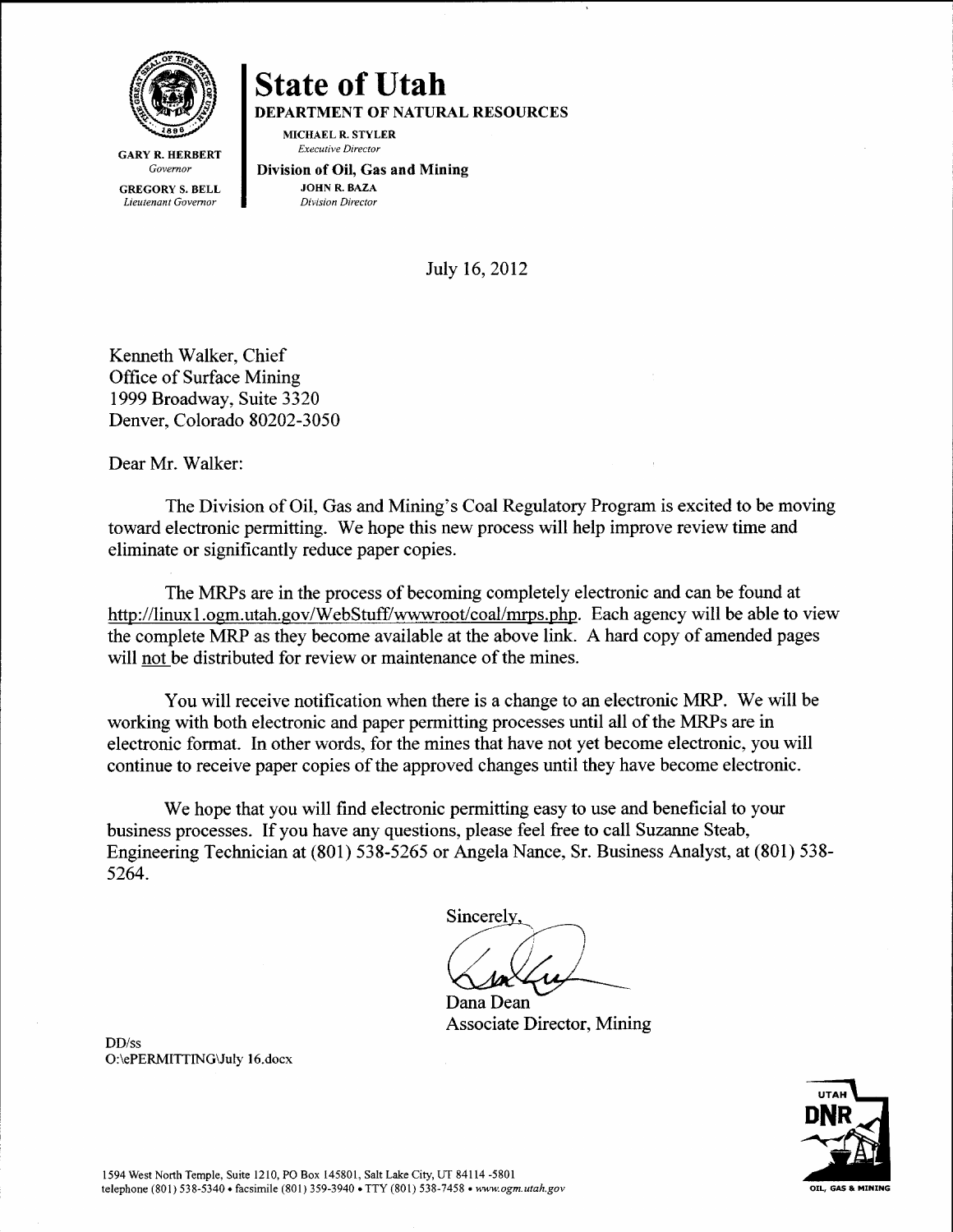# State of Utah

**DEPARTMENT OF NATURAL RESOURCES**

MICHAEL R. STYLER
*Executive Director*

**Division of Oil, Gas and Mining**
JOHN R. BAZA
*Division Director*

GARY R. HERBERT
*Governor*

GREGORY S. BELL
*Lieutenant Governor*

July 16, 2012

Kenneth Walker, Chief
Office of Surface Mining
1999 Broadway, Suite 3320
Denver, Colorado 80202-3050

Dear Mr. Walker:

The Division of Oil, Gas and Mining's Coal Regulatory Program is excited to be moving toward electronic permitting. We hope this new process will help improve review time and eliminate or significantly reduce paper copies.

The MRPs are in the process of becoming completely electronic and can be found at http://linux1.ogm.utah.gov/WebStuff/wwwroot/coal/mrps.php. Each agency will be able to view the complete MRP as they become available at the above link. A hard copy of amended pages will not be distributed for review or maintenance of the mines.

You will receive notification when there is a change to an electronic MRP. We will be working with both electronic and paper permitting processes until all of the MRPs are in electronic format. In other words, for the mines that have not yet become electronic, you will continue to receive paper copies of the approved changes until they have become electronic.

We hope that you will find electronic permitting easy to use and beneficial to your business processes. If you have any questions, please feel free to call Suzanne Steab, Engineering Technician at (801) 538-5265 or Angela Nance, Sr. Business Analyst, at (801) 538-5264.

Sincerely,

Dana Dean
Associate Director, Mining

DD/ss
O:\ePERMITTING\July 16.docx

1594 West North Temple, Suite 1210, PO Box 145801, Salt Lake City, UT 84114-5801
telephone (801) 538-5340 • facsimile (801) 359-3940 • TTY (801) 538-7458 • *www.ogm.utah.gov*